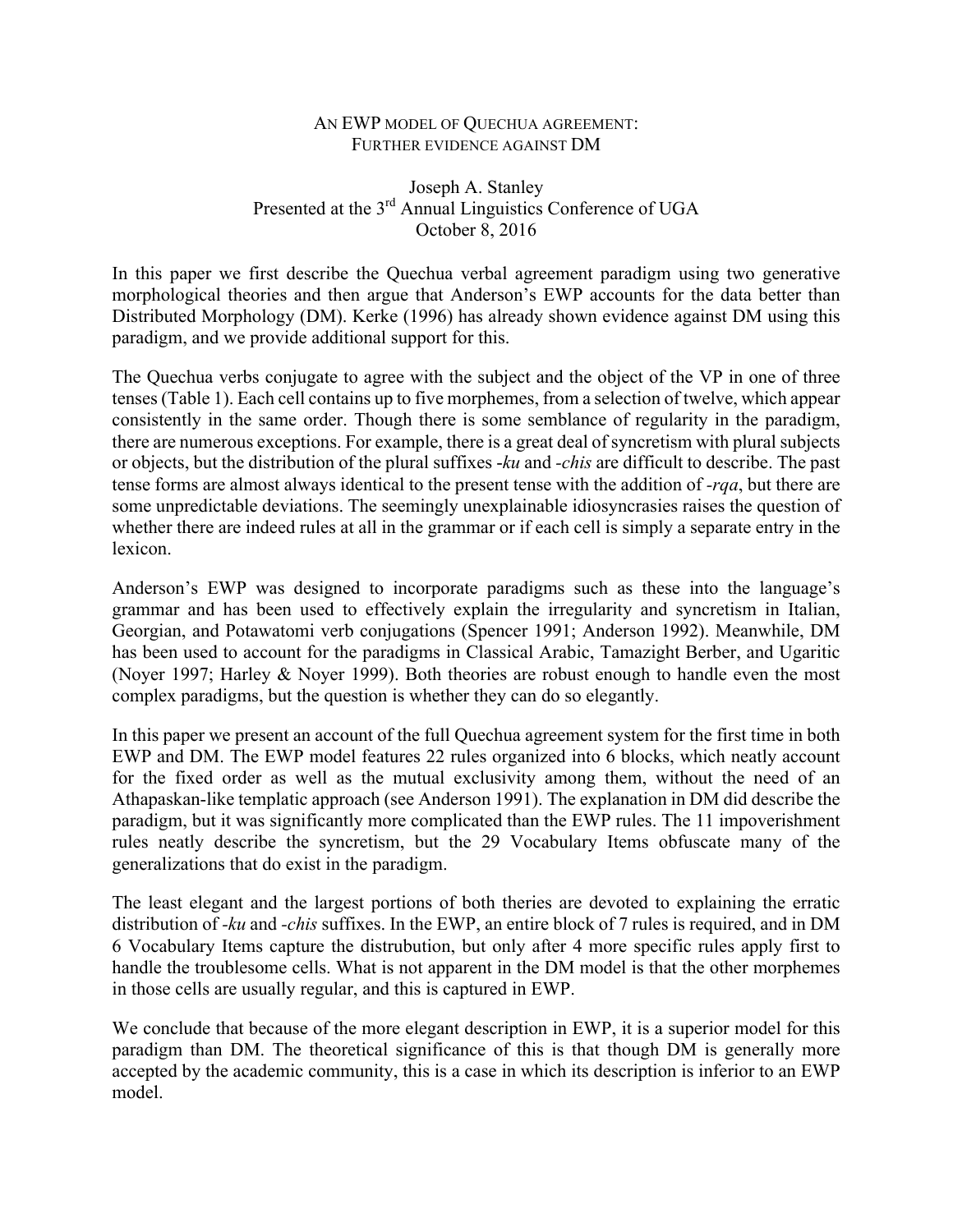# AN EWP MODEL OF QUECHUA AGREEMENT: FURTHER EVIDENCE AGAINST DM

Joseph A. Stanley
Presented at the 3rd Annual Linguistics Conference of UGA
October 8, 2016

In this paper we first describe the Quechua verbal agreement paradigm using two generative morphological theories and then argue that Anderson's EWP accounts for the data better than Distributed Morphology (DM). Kerke (1996) has already shown evidence against DM using this paradigm, and we provide additional support for this.

The Quechua verbs conjugate to agree with the subject and the object of the VP in one of three tenses (Table 1). Each cell contains up to five morphemes, from a selection of twelve, which appear consistently in the same order. Though there is some semblance of regularity in the paradigm, there are numerous exceptions. For example, there is a great deal of syncretism with plural subjects or objects, but the distribution of the plural suffixes -*ku* and -*chis* are difficult to describe. The past tense forms are almost always identical to the present tense with the addition of -*rqa*, but there are some unpredictable deviations. The seemingly unexplainable idiosyncrasies raises the question of whether there are indeed rules at all in the grammar or if each cell is simply a separate entry in the lexicon.

Anderson's EWP was designed to incorporate paradigms such as these into the language's grammar and has been used to effectively explain the irregularity and syncretism in Italian, Georgian, and Potawatomi verb conjugations (Spencer 1991; Anderson 1992). Meanwhile, DM has been used to account for the paradigms in Classical Arabic, Tamazight Berber, and Ugaritic (Noyer 1997; Harley & Noyer 1999). Both theories are robust enough to handle even the most complex paradigms, but the question is whether they can do so elegantly.

In this paper we present an account of the full Quechua agreement system for the first time in both EWP and DM. The EWP model features 22 rules organized into 6 blocks, which neatly account for the fixed order as well as the mutual exclusivity among them, without the need of an Athapaskan-like templatic approach (see Anderson 1991). The explanation in DM did describe the paradigm, but it was significantly more complicated than the EWP rules. The 11 impoverishment rules neatly describe the syncretism, but the 29 Vocabulary Items obfuscate many of the generalizations that do exist in the paradigm.

The least elegant and the largest portions of both theries are devoted to explaining the erratic distribution of -*ku* and -*chis* suffixes. In the EWP, an entire block of 7 rules is required, and in DM 6 Vocabulary Items capture the distrubution, but only after 4 more specific rules apply first to handle the troublesome cells. What is not apparent in the DM model is that the other morphemes in those cells are usually regular, and this is captured in EWP.

We conclude that because of the more elegant description in EWP, it is a superior model for this paradigm than DM. The theoretical significance of this is that though DM is generally more accepted by the academic community, this is a case in which its description is inferior to an EWP model.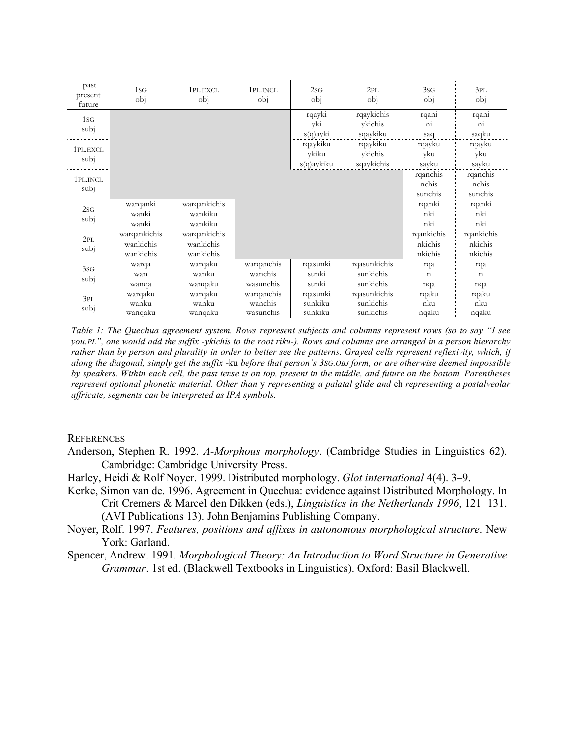| past present future | 1SG obj | 1PL.EXCL obj | 1PL.INCL obj | 2SG obj | 2PL obj | 3SG obj | 3PL obj |
|---|---|---|---|---|---|---|---|
| 1SG subj | | | | rqayki yki s(q)ayki | rqaykichis ykichis sqaykiku | rqani ni saq | rqani ni saqku |
| 1PL.EXCL subj | | | | rqaykiku ykiku s(q)aykiku | rqaykiku ykichis sqaykichis | rqayku yku sayku | rqayku yku sayku |
| 1PL.INCL subj | | | | | | rqanchis nchis sunchis | rqanchis nchis sunchis |
| 2SG subj | warqanki wanki wanki | warqankichis wankiku wankiku | | | | rqanki nki nki | rqanki nki nki |
| 2PL subj | warqankichis wankichis wankichis | warqankichis wankichis wankichis | | | | rqankichis nkichis nkichis | rqankichis nkichis nkichis |
| 3SG subj | warqa wan wanqa | warqaku wanku wanqaku | warqanchis wanchis wasunchis | rqasunki sunki sunki | rqasunkichis sunkichis sunkichis | rqa n nqa | rqa n nqa |
| 3PL subj | warqaku wanku wanqaku | warqaku wanku wanqaku | warqanchis wanchis wasunchis | rqasunki sunkiku sunkiku | rqasunkichis sunkichis sunkichis | rqaku nku nqaku | rqaku nku nqaku |

*Table 1: The Quechua agreement system. Rows represent subjects and columns represent rows (so to say "I see you.PL", one would add the suffix -ykichis to the root riku-). Rows and columns are arranged in a person hierarchy rather than by person and plurality in order to better see the patterns. Grayed cells represent reflexivity, which, if along the diagonal, simply get the suffix* -ku *before that person's 3SG.OBJ form, or are otherwise deemed impossible by speakers. Within each cell, the past tense is on top, present in the middle, and future on the bottom. Parentheses represent optional phonetic material. Other than* y *representing a palatal glide and* ch *representing a postalveolar affricate, segments can be interpreted as IPA symbols.*

## REFERENCES

Anderson, Stephen R. 1992. *A-Morphous morphology*. (Cambridge Studies in Linguistics 62). Cambridge: Cambridge University Press.

Harley, Heidi & Rolf Noyer. 1999. Distributed morphology. *Glot international* 4(4). 3–9.

Kerke, Simon van de. 1996. Agreement in Quechua: evidence against Distributed Morphology. In Crit Cremers & Marcel den Dikken (eds.), *Linguistics in the Netherlands 1996*, 121–131. (AVI Publications 13). John Benjamins Publishing Company.

Noyer, Rolf. 1997. *Features, positions and affixes in autonomous morphological structure*. New York: Garland.

Spencer, Andrew. 1991. *Morphological Theory: An Introduction to Word Structure in Generative Grammar*. 1st ed. (Blackwell Textbooks in Linguistics). Oxford: Basil Blackwell.